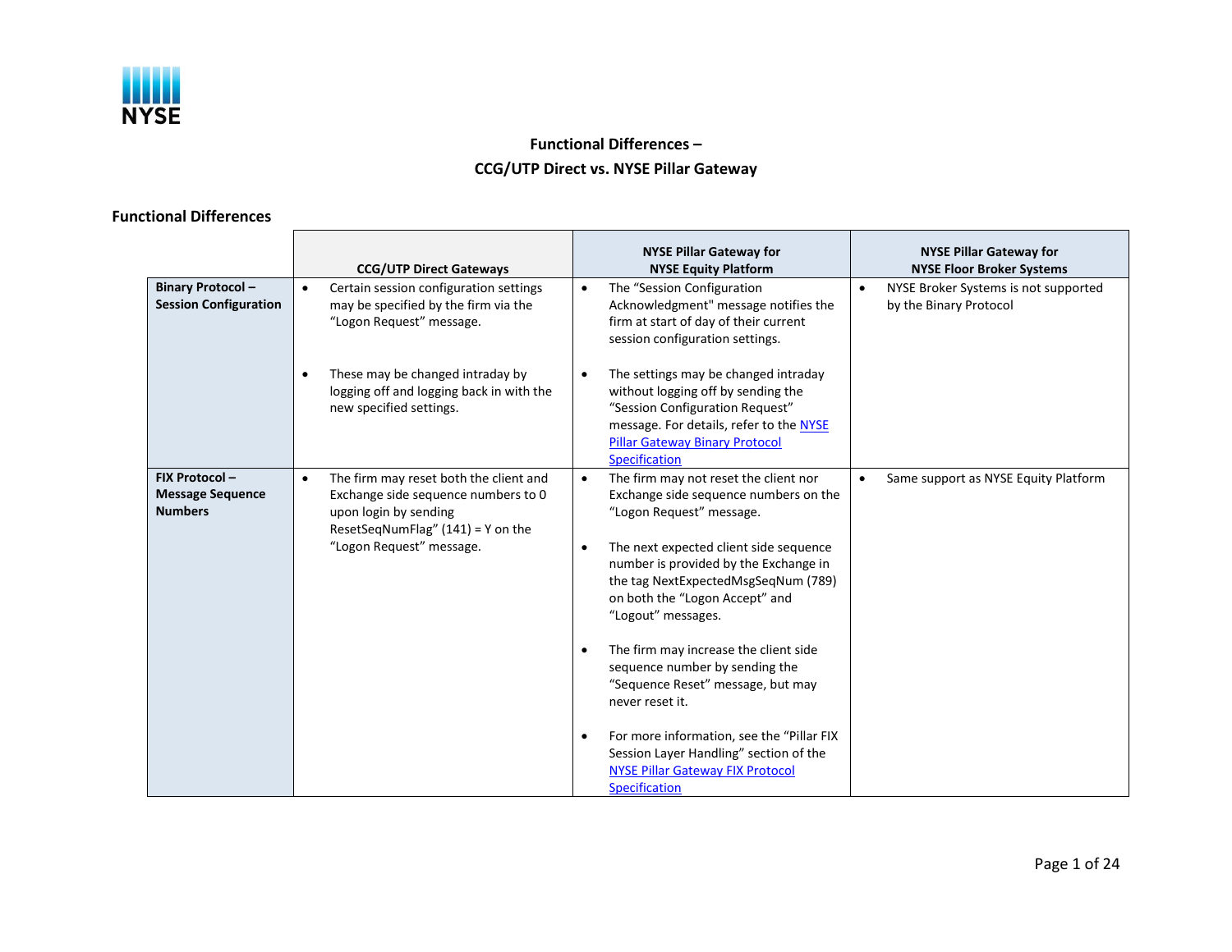NYSE

## Functional Differences –
## CCG/UTP Direct vs. NYSE Pillar Gateway

### Functional Differences

| | CCG/UTP Direct Gateways | NYSE Pillar Gateway for NYSE Equity Platform | NYSE Pillar Gateway for NYSE Floor Broker Systems |
|---|---|---|---|
| **Binary Protocol – Session Configuration** | • Certain session configuration settings may be specified by the firm via the "Logon Request" message.<br><br>• These may be changed intraday by logging off and logging back in with the new specified settings. | • The "Session Configuration Acknowledgment" message notifies the firm at start of day of their current session configuration settings.<br><br>• The settings may be changed intraday without logging off by sending the "Session Configuration Request" message. For details, refer to the NYSE Pillar Gateway Binary Protocol Specification | • NYSE Broker Systems is not supported by the Binary Protocol |
| **FIX Protocol – Message Sequence Numbers** | • The firm may reset both the client and Exchange side sequence numbers to 0 upon login by sending ResetSeqNumFlag" (141) = Y on the "Logon Request" message. | • The firm may not reset the client nor Exchange side sequence numbers on the "Logon Request" message.<br><br>• The next expected client side sequence number is provided by the Exchange in the tag NextExpectedMsgSeqNum (789) on both the "Logon Accept" and "Logout" messages.<br><br>• The firm may increase the client side sequence number by sending the "Sequence Reset" message, but may never reset it.<br><br>• For more information, see the "Pillar FIX Session Layer Handling" section of the NYSE Pillar Gateway FIX Protocol Specification | • Same support as NYSE Equity Platform |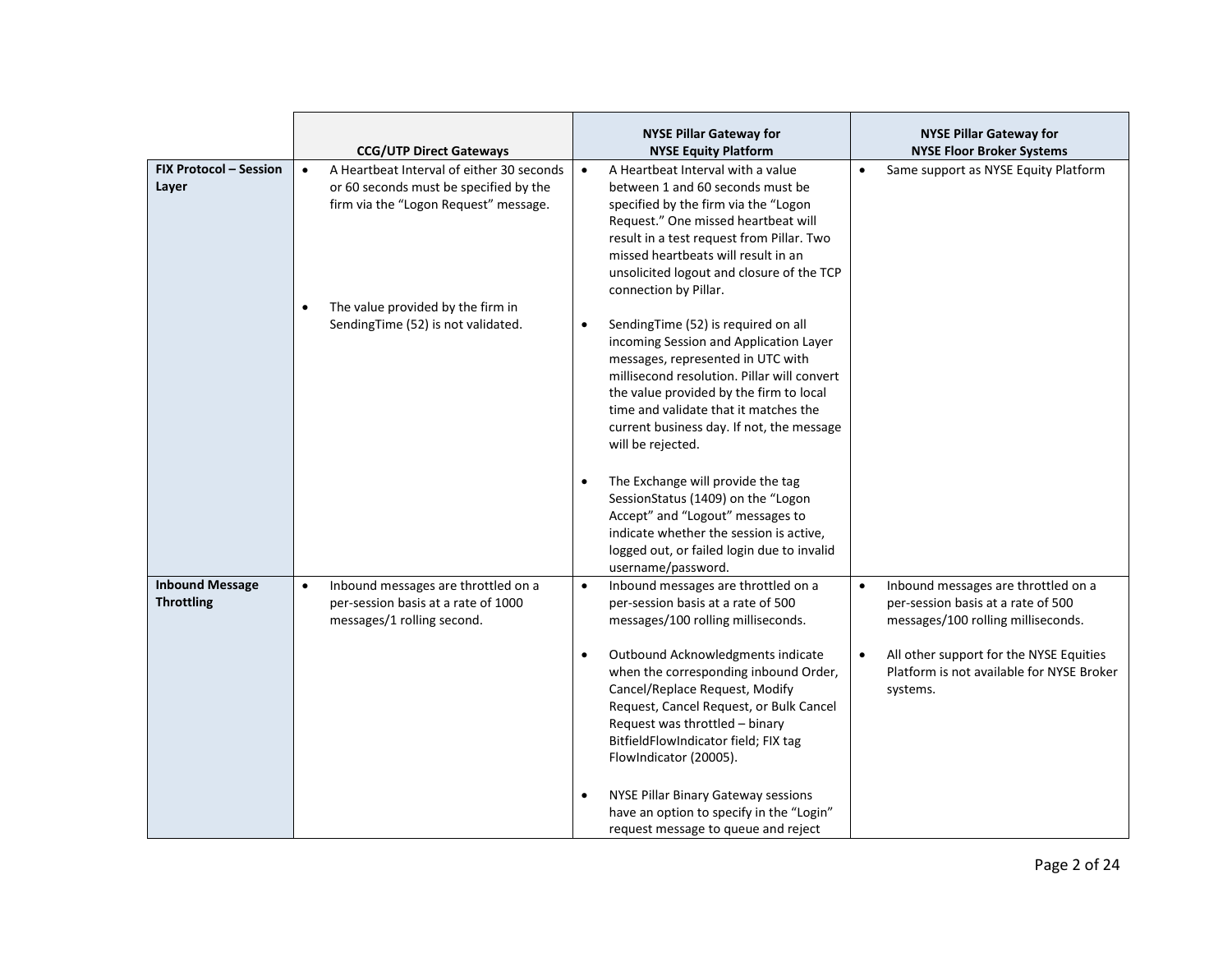| | CCG/UTP Direct Gateways | NYSE Pillar Gateway for NYSE Equity Platform | NYSE Pillar Gateway for NYSE Floor Broker Systems |
|---|---|---|---|
| **FIX Protocol – Session Layer** | • A Heartbeat Interval of either 30 seconds or 60 seconds must be specified by the firm via the "Logon Request" message.<br><br>• The value provided by the firm in SendingTime (52) is not validated. | • A Heartbeat Interval with a value between 1 and 60 seconds must be specified by the firm via the "Logon Request." One missed heartbeat will result in a test request from Pillar. Two missed heartbeats will result in an unsolicited logout and closure of the TCP connection by Pillar.<br><br>• SendingTime (52) is required on all incoming Session and Application Layer messages, represented in UTC with millisecond resolution. Pillar will convert the value provided by the firm to local time and validate that it matches the current business day. If not, the message will be rejected.<br><br>• The Exchange will provide the tag SessionStatus (1409) on the "Logon Accept" and "Logout" messages to indicate whether the session is active, logged out, or failed login due to invalid username/password. | • Same support as NYSE Equity Platform |
| **Inbound Message Throttling** | • Inbound messages are throttled on a per-session basis at a rate of 1000 messages/1 rolling second. | • Inbound messages are throttled on a per-session basis at a rate of 500 messages/100 rolling milliseconds.<br><br>• Outbound Acknowledgments indicate when the corresponding inbound Order, Cancel/Replace Request, Modify Request, Cancel Request, or Bulk Cancel Request was throttled – binary BitfieldFlowIndicator field; FIX tag FlowIndicator (20005).<br><br>• NYSE Pillar Binary Gateway sessions have an option to specify in the "Login" request message to queue and reject | • Inbound messages are throttled on a per-session basis at a rate of 500 messages/100 rolling milliseconds.<br><br>• All other support for the NYSE Equities Platform is not available for NYSE Broker systems. |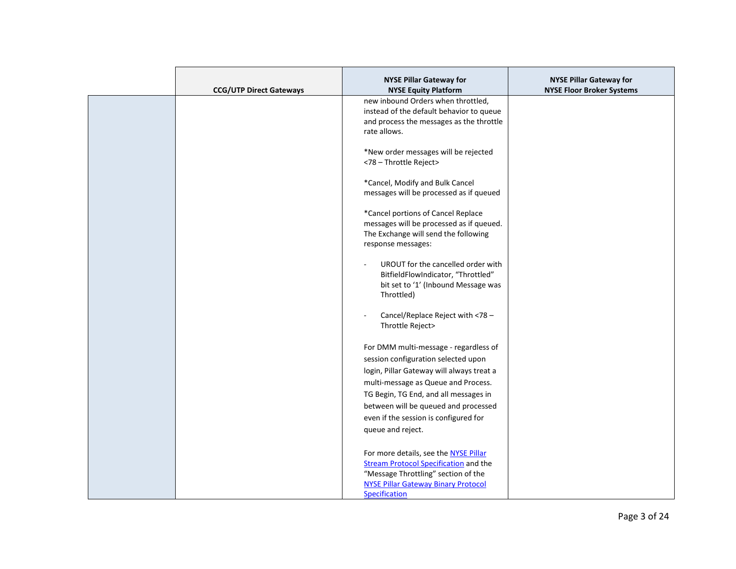| | CCG/UTP Direct Gateways | NYSE Pillar Gateway for NYSE Equity Platform | NYSE Pillar Gateway for NYSE Floor Broker Systems |
|---|---|---|---|
| | | new inbound Orders when throttled, instead of the default behavior to queue and process the messages as the throttle rate allows.<br><br>*New order messages will be rejected <78 – Throttle Reject><br><br>*Cancel, Modify and Bulk Cancel messages will be processed as if queued<br><br>*Cancel portions of Cancel Replace messages will be processed as if queued. The Exchange will send the following response messages:<br><br>- UROUT for the cancelled order with BitfieldFlowIndicator, "Throttled" bit set to '1' (Inbound Message was Throttled)<br><br>- Cancel/Replace Reject with <78 – Throttle Reject><br><br>For DMM multi-message - regardless of session configuration selected upon login, Pillar Gateway will always treat a multi-message as Queue and Process. TG Begin, TG End, and all messages in between will be queued and processed even if the session is configured for queue and reject.<br><br>For more details, see the NYSE Pillar Stream Protocol Specification and the "Message Throttling" section of the NYSE Pillar Gateway Binary Protocol Specification | |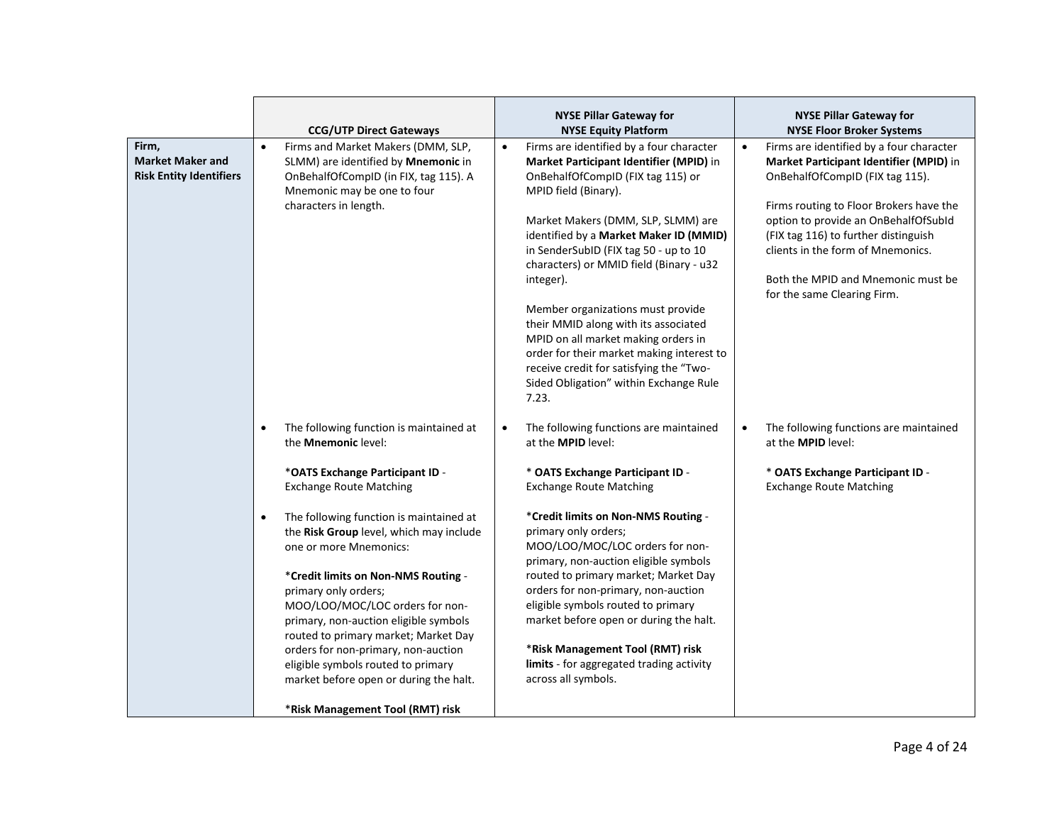| | CCG/UTP Direct Gateways | NYSE Pillar Gateway for NYSE Equity Platform | NYSE Pillar Gateway for NYSE Floor Broker Systems |
|---|---|---|---|
| **Firm, Market Maker and Risk Entity Identifiers** | • Firms and Market Makers (DMM, SLP, SLMM) are identified by **Mnemonic** in OnBehalfOfCompID (in FIX, tag 115). A Mnemonic may be one to four characters in length. | • Firms are identified by a four character **Market Participant Identifier (MPID)** in OnBehalfOfCompID (FIX tag 115) or MPID field (Binary).<br><br>Market Makers (DMM, SLP, SLMM) are identified by a **Market Maker ID (MMID)** in SenderSubID (FIX tag 50 - up to 10 characters) or MMID field (Binary - u32 integer).<br><br>Member organizations must provide their MMID along with its associated MPID on all market making orders in order for their market making interest to receive credit for satisfying the "Two-Sided Obligation" within Exchange Rule 7.23. | • Firms are identified by a four character **Market Participant Identifier (MPID)** in OnBehalfOfCompID (FIX tag 115).<br><br>Firms routing to Floor Brokers have the option to provide an OnBehalfOfSubId (FIX tag 116) to further distinguish clients in the form of Mnemonics.<br><br>Both the MPID and Mnemonic must be for the same Clearing Firm. |
| | • The following function is maintained at the **Mnemonic** level:<br><br>*__OATS Exchange Participant ID__ - Exchange Route Matching<br><br>• The following function is maintained at the **Risk Group** level, which may include one or more Mnemonics:<br><br>*__Credit limits on Non-NMS Routing__ - primary only orders; MOO/LOO/MOC/LOC orders for non-primary, non-auction eligible symbols routed to primary market; Market Day orders for non-primary, non-auction eligible symbols routed to primary market before open or during the halt.<br><br>*__Risk Management Tool (RMT) risk__ | • The following functions are maintained at the **MPID** level:<br><br>* **OATS Exchange Participant ID** - Exchange Route Matching<br><br>*__Credit limits on Non-NMS Routing__ - primary only orders; MOO/LOO/MOC/LOC orders for non-primary, non-auction eligible symbols routed to primary market; Market Day orders for non-primary, non-auction eligible symbols routed to primary market before open or during the halt.<br><br>*__Risk Management Tool (RMT) risk limits__ - for aggregated trading activity across all symbols. | • The following functions are maintained at the **MPID** level:<br><br>* **OATS Exchange Participant ID** - Exchange Route Matching |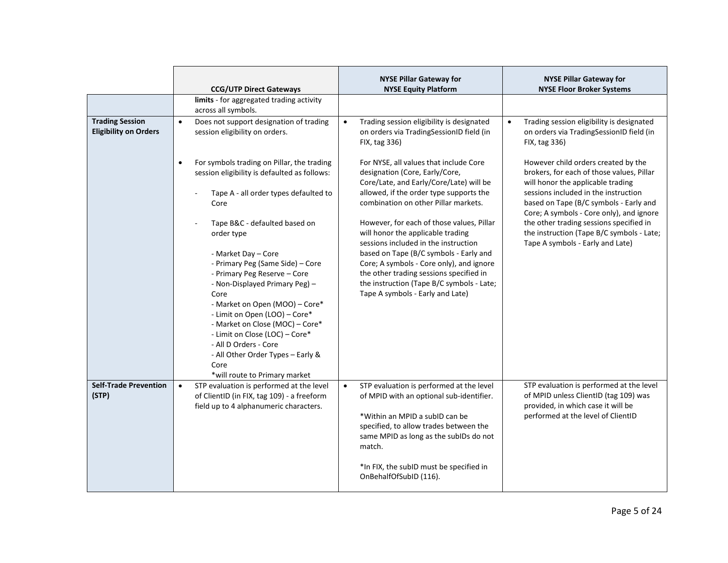| | CCG/UTP Direct Gateways | NYSE Pillar Gateway for NYSE Equity Platform | NYSE Pillar Gateway for NYSE Floor Broker Systems |
|---|---|---|---|
| | **limits** - for aggregated trading activity across all symbols. | | |
| **Trading Session Eligibility on Orders** | • Does not support designation of trading session eligibility on orders.<br><br>• For symbols trading on Pillar, the trading session eligibility is defaulted as follows:<br><br>- Tape A - all order types defaulted to Core<br><br>- Tape B&C - defaulted based on order type<br><br>- Market Day – Core<br>- Primary Peg (Same Side) – Core<br>- Primary Peg Reserve – Core<br>- Non-Displayed Primary Peg) – Core<br>- Market on Open (MOO) – Core*<br>- Limit on Open (LOO) – Core*<br>- Market on Close (MOC) – Core*<br>- Limit on Close (LOC) – Core*<br>- All D Orders - Core<br>- All Other Order Types – Early & Core<br>*will route to Primary market | • Trading session eligibility is designated on orders via TradingSessionID field (in FIX, tag 336)<br><br>For NYSE, all values that include Core designation (Core, Early/Core, Core/Late, and Early/Core/Late) will be allowed, if the order type supports the combination on other Pillar markets.<br><br>However, for each of those values, Pillar will honor the applicable trading sessions included in the instruction based on Tape (B/C symbols - Early and Core; A symbols - Core only), and ignore the other trading sessions specified in the instruction (Tape B/C symbols - Late; Tape A symbols - Early and Late) | • Trading session eligibility is designated on orders via TradingSessionID field (in FIX, tag 336)<br><br>However child orders created by the brokers, for each of those values, Pillar will honor the applicable trading sessions included in the instruction based on Tape (B/C symbols - Early and Core; A symbols - Core only), and ignore the other trading sessions specified in the instruction (Tape B/C symbols - Late; Tape A symbols - Early and Late) |
| **Self-Trade Prevention (STP)** | • STP evaluation is performed at the level of ClientID (in FIX, tag 109) - a freeform field up to 4 alphanumeric characters. | • STP evaluation is performed at the level of MPID with an optional sub-identifier.<br><br>*Within an MPID a subID can be specified, to allow trades between the same MPID as long as the subIDs do not match.<br><br>*In FIX, the subID must be specified in OnBehalfOfSubID (116). | STP evaluation is performed at the level of MPID unless ClientID (tag 109) was provided, in which case it will be performed at the level of ClientID |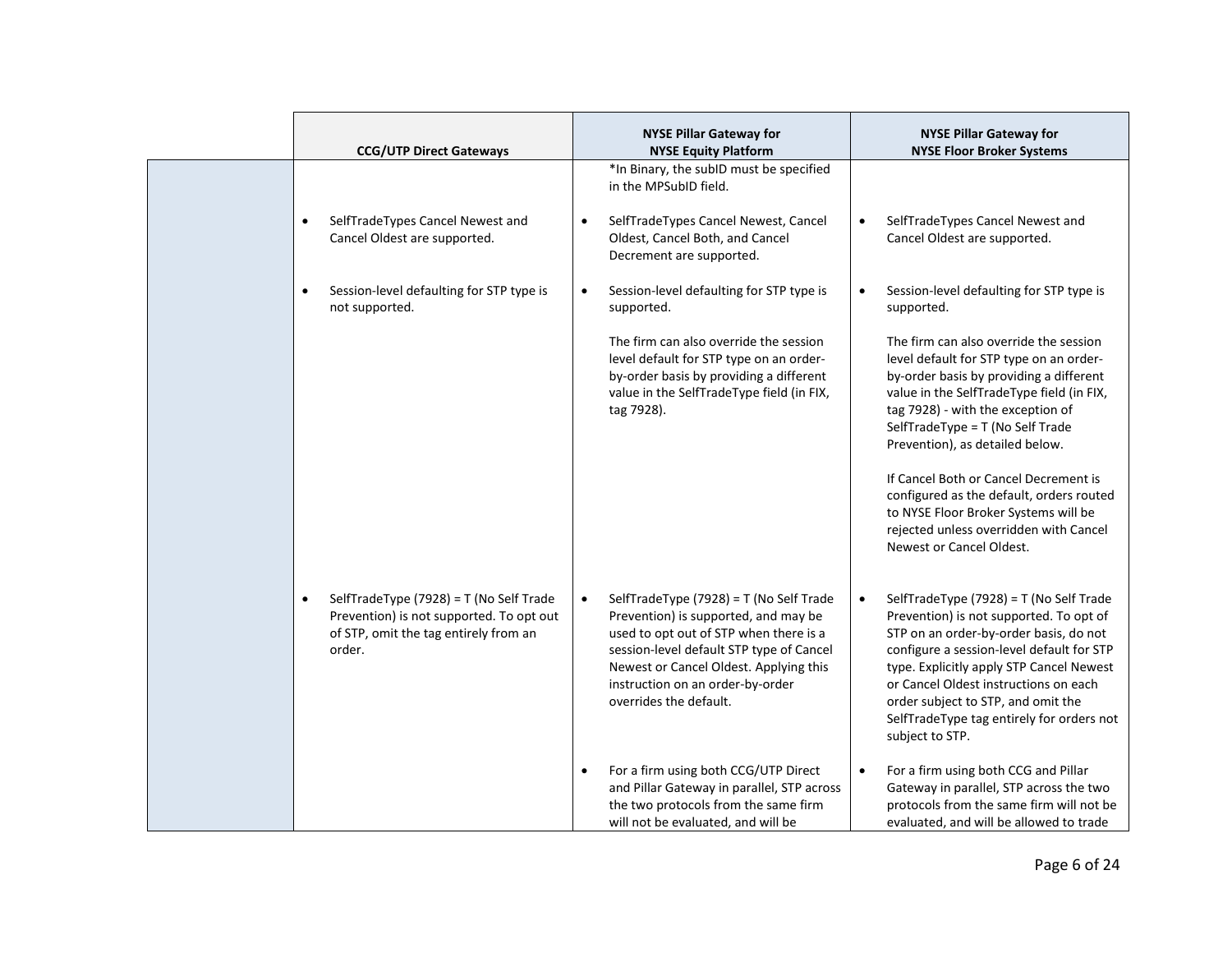| | CCG/UTP Direct Gateways | NYSE Pillar Gateway for NYSE Equity Platform | NYSE Pillar Gateway for NYSE Floor Broker Systems |
|---|---|---|---|
| | | *In Binary, the subID must be specified in the MPSubID field. | |
| | • SelfTradeTypes Cancel Newest and Cancel Oldest are supported. | • SelfTradeTypes Cancel Newest, Cancel Oldest, Cancel Both, and Cancel Decrement are supported. | • SelfTradeTypes Cancel Newest and Cancel Oldest are supported. |
| | • Session-level defaulting for STP type is not supported. | • Session-level defaulting for STP type is supported.<br><br>The firm can also override the session level default for STP type on an order-by-order basis by providing a different value in the SelfTradeType field (in FIX, tag 7928). | • Session-level defaulting for STP type is supported.<br><br>The firm can also override the session level default for STP type on an order-by-order basis by providing a different value in the SelfTradeType field (in FIX, tag 7928) - with the exception of SelfTradeType = T (No Self Trade Prevention), as detailed below.<br><br>If Cancel Both or Cancel Decrement is configured as the default, orders routed to NYSE Floor Broker Systems will be rejected unless overridden with Cancel Newest or Cancel Oldest. |
| | • SelfTradeType (7928) = T (No Self Trade Prevention) is not supported. To opt out of STP, omit the tag entirely from an order. | • SelfTradeType (7928) = T (No Self Trade Prevention) is supported, and may be used to opt out of STP when there is a session-level default STP type of Cancel Newest or Cancel Oldest. Applying this instruction on an order-by-order overrides the default. | • SelfTradeType (7928) = T (No Self Trade Prevention) is not supported. To opt of STP on an order-by-order basis, do not configure a session-level default for STP type. Explicitly apply STP Cancel Newest or Cancel Oldest instructions on each order subject to STP, and omit the SelfTradeType tag entirely for orders not subject to STP. |
| | | • For a firm using both CCG/UTP Direct and Pillar Gateway in parallel, STP across the two protocols from the same firm will not be evaluated, and will be | • For a firm using both CCG and Pillar Gateway in parallel, STP across the two protocols from the same firm will not be evaluated, and will be allowed to trade |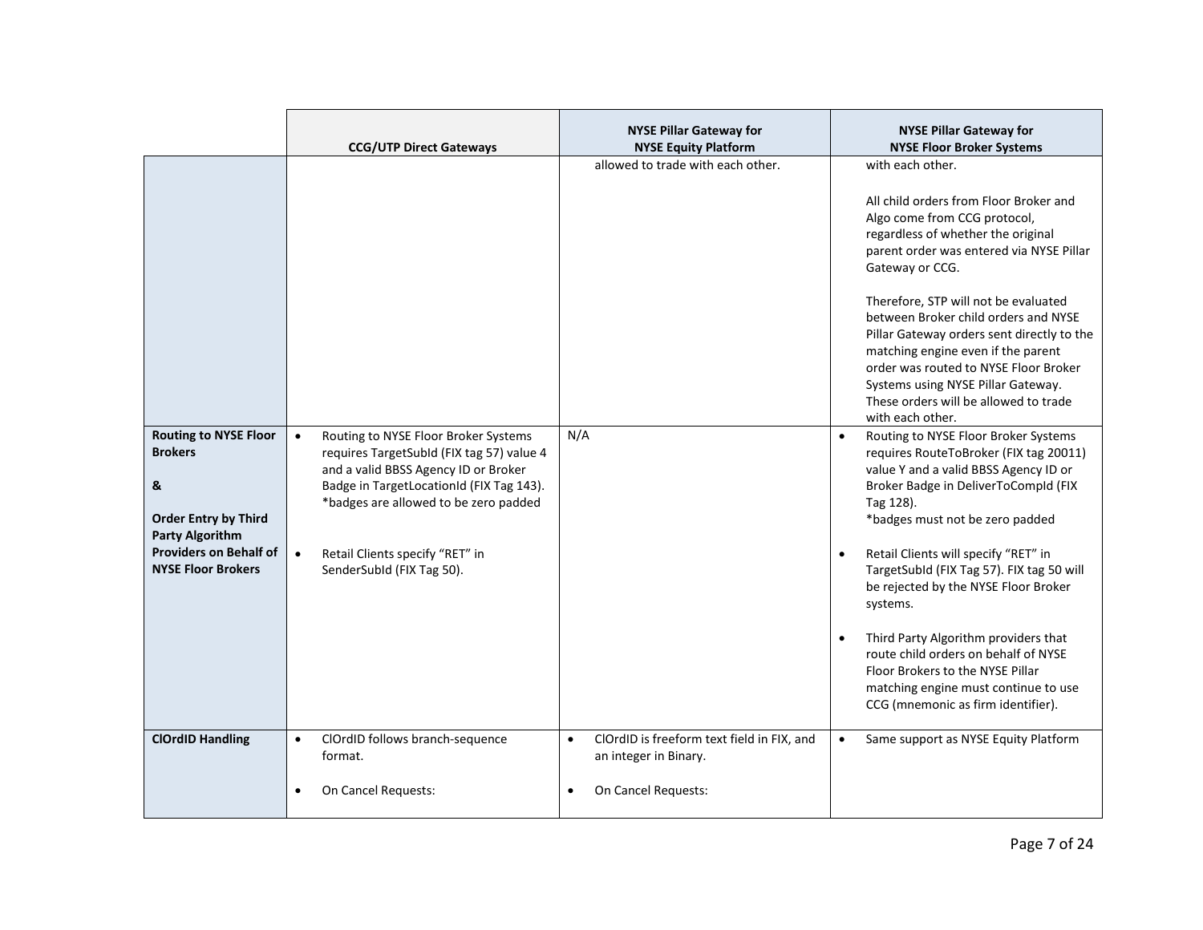| | CCG/UTP Direct Gateways | NYSE Pillar Gateway for NYSE Equity Platform | NYSE Pillar Gateway for NYSE Floor Broker Systems |
|---|---|---|---|
| | | allowed to trade with each other. | with each other.<br><br>All child orders from Floor Broker and Algo come from CCG protocol, regardless of whether the original parent order was entered via NYSE Pillar Gateway or CCG.<br><br>Therefore, STP will not be evaluated between Broker child orders and NYSE Pillar Gateway orders sent directly to the matching engine even if the parent order was routed to NYSE Floor Broker Systems using NYSE Pillar Gateway. These orders will be allowed to trade with each other. |
| **Routing to NYSE Floor Brokers**<br><br>**&**<br><br>**Order Entry by Third Party Algorithm Providers on Behalf of NYSE Floor Brokers** | • Routing to NYSE Floor Broker Systems requires TargetSubId (FIX tag 57) value 4 and a valid BBSS Agency ID or Broker Badge in TargetLocationId (FIX Tag 143). *badges are allowed to be zero padded<br><br>• Retail Clients specify "RET" in SenderSubId (FIX Tag 50). | N/A | • Routing to NYSE Floor Broker Systems requires RouteToBroker (FIX tag 20011) value Y and a valid BBSS Agency ID or Broker Badge in DeliverToCompId (FIX Tag 128).<br>*badges must not be zero padded<br><br>• Retail Clients will specify "RET" in TargetSubId (FIX Tag 57). FIX tag 50 will be rejected by the NYSE Floor Broker systems.<br><br>• Third Party Algorithm providers that route child orders on behalf of NYSE Floor Brokers to the NYSE Pillar matching engine must continue to use CCG (mnemonic as firm identifier). |
| **ClOrdID Handling** | • ClOrdID follows branch-sequence format.<br><br>• On Cancel Requests: | • ClOrdID is freeform text field in FIX, and an integer in Binary.<br><br>• On Cancel Requests: | • Same support as NYSE Equity Platform |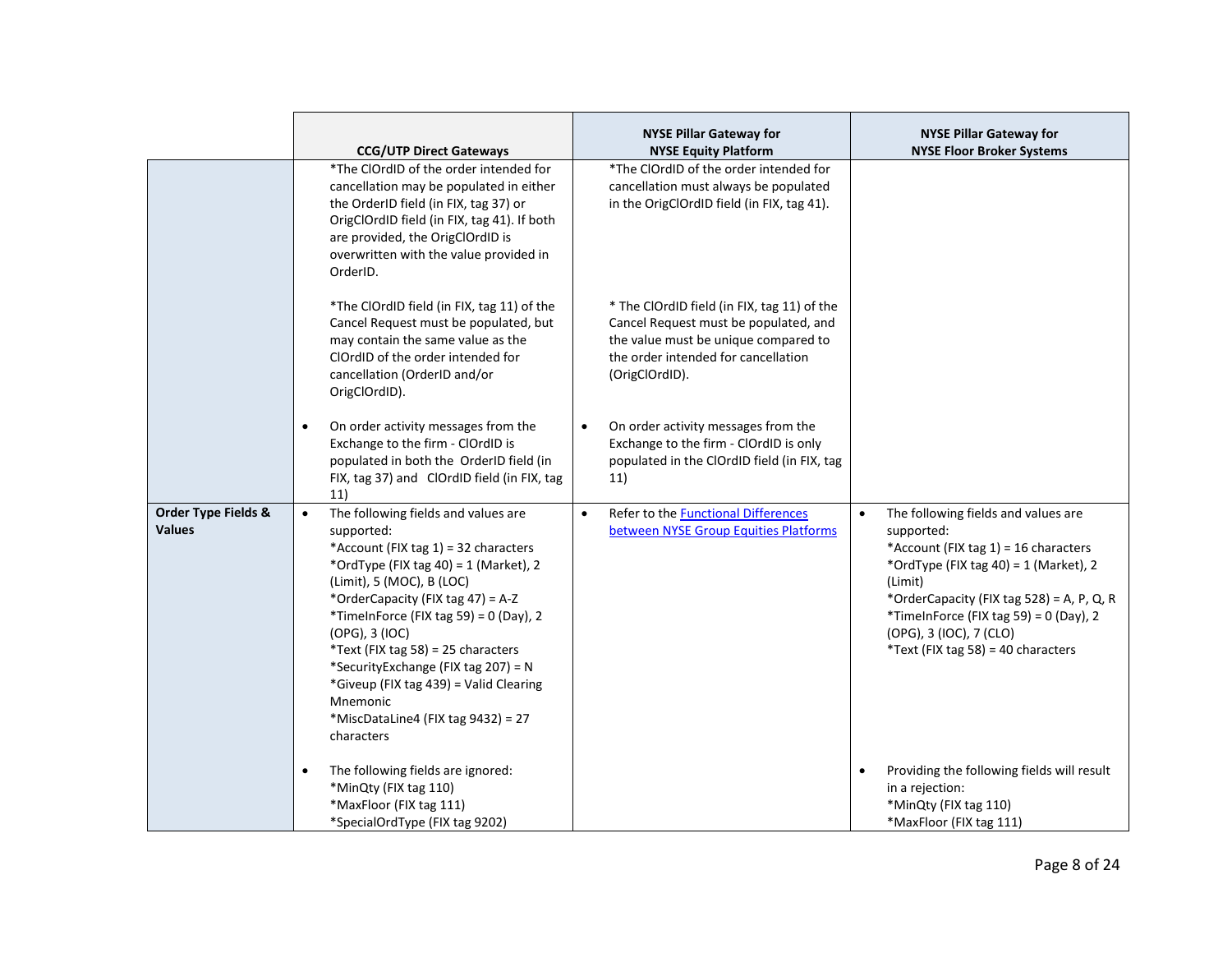| | CCG/UTP Direct Gateways | NYSE Pillar Gateway for NYSE Equity Platform | NYSE Pillar Gateway for NYSE Floor Broker Systems |
|---|---|---|---|
| | *The ClOrdID of the order intended for cancellation may be populated in either the OrderID field (in FIX, tag 37) or OrigClOrdID field (in FIX, tag 41). If both are provided, the OrigClOrdID is overwritten with the value provided in OrderID.<br><br>*The ClOrdID field (in FIX, tag 11) of the Cancel Request must be populated, but may contain the same value as the ClOrdID of the order intended for cancellation (OrderID and/or OrigClOrdID).<br><br>• On order activity messages from the Exchange to the firm - ClOrdID is populated in both the OrderID field (in FIX, tag 37) and ClOrdID field (in FIX, tag 11) | *The ClOrdID of the order intended for cancellation must always be populated in the OrigClOrdID field (in FIX, tag 41).<br><br>* The ClOrdID field (in FIX, tag 11) of the Cancel Request must be populated, and the value must be unique compared to the order intended for cancellation (OrigClOrdID).<br><br>• On order activity messages from the Exchange to the firm - ClOrdID is only populated in the ClOrdID field (in FIX, tag 11) | |
| **Order Type Fields & Values** | • The following fields and values are supported:<br>*Account (FIX tag 1) = 32 characters<br>*OrdType (FIX tag 40) = 1 (Market), 2 (Limit), 5 (MOC), B (LOC)<br>*OrderCapacity (FIX tag 47) = A-Z<br>*TimeInForce (FIX tag 59) = 0 (Day), 2 (OPG), 3 (IOC)<br>*Text (FIX tag 58) = 25 characters<br>*SecurityExchange (FIX tag 207) = N<br>*Giveup (FIX tag 439) = Valid Clearing Mnemonic<br>*MiscDataLine4 (FIX tag 9432) = 27 characters<br><br>• The following fields are ignored:<br>*MinQty (FIX tag 110)<br>*MaxFloor (FIX tag 111)<br>*SpecialOrdType (FIX tag 9202) | • Refer to the [Functional Differences between NYSE Group Equities Platforms]() | • The following fields and values are supported:<br>*Account (FIX tag 1) = 16 characters<br>*OrdType (FIX tag 40) = 1 (Market), 2 (Limit)<br>*OrderCapacity (FIX tag 528) = A, P, Q, R<br>*TimeInForce (FIX tag 59) = 0 (Day), 2 (OPG), 3 (IOC), 7 (CLO)<br>*Text (FIX tag 58) = 40 characters<br><br>• Providing the following fields will result in a rejection:<br>*MinQty (FIX tag 110)<br>*MaxFloor (FIX tag 111) |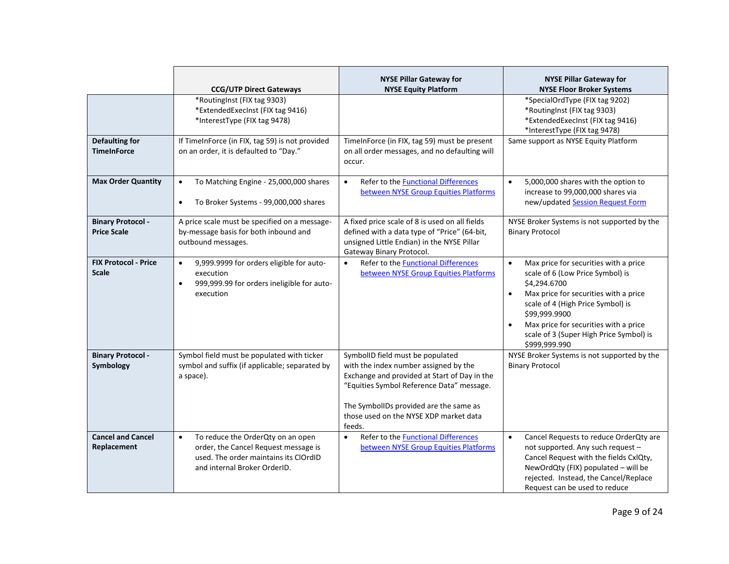| | CCG/UTP Direct Gateways | NYSE Pillar Gateway for NYSE Equity Platform | NYSE Pillar Gateway for NYSE Floor Broker Systems |
|---|---|---|---|
| | *RoutingInst (FIX tag 9303)<br>*ExtendedExecInst (FIX tag 9416)<br>*InterestType (FIX tag 9478) | | *SpecialOrdType (FIX tag 9202)<br>*RoutingInst (FIX tag 9303)<br>*ExtendedExecInst (FIX tag 9416)<br>*InterestType (FIX tag 9478) |
| **Defaulting for TimeInForce** | If TimeInForce (in FIX, tag 59) is not provided on an order, it is defaulted to "Day." | TimeInForce (in FIX, tag 59) must be present on all order messages, and no defaulting will occur. | Same support as NYSE Equity Platform |
| **Max Order Quantity** | • To Matching Engine - 25,000,000 shares<br>• To Broker Systems - 99,000,000 shares | • Refer to the Functional Differences between NYSE Group Equities Platforms | • 5,000,000 shares with the option to increase to 99,000,000 shares via new/updated Session Request Form |
| **Binary Protocol - Price Scale** | A price scale must be specified on a message-by-message basis for both inbound and outbound messages. | A fixed price scale of 8 is used on all fields defined with a data type of "Price" (64-bit, unsigned Little Endian) in the NYSE Pillar Gateway Binary Protocol. | NYSE Broker Systems is not supported by the Binary Protocol |
| **FIX Protocol - Price Scale** | • 9,999.9999 for orders eligible for auto-execution<br>• 999,999.99 for orders ineligible for auto-execution | • Refer to the Functional Differences between NYSE Group Equities Platforms | • Max price for securities with a price scale of 6 (Low Price Symbol) is $4,294.6700<br>• Max price for securities with a price scale of 4 (High Price Symbol) is $99,999.9900<br>• Max price for securities with a price scale of 3 (Super High Price Symbol) is $999,999.990 |
| **Binary Protocol - Symbology** | Symbol field must be populated with ticker symbol and suffix (if applicable; separated by a space). | SymbolID field must be populated with the index number assigned by the Exchange and provided at Start of Day in the "Equities Symbol Reference Data" message.<br><br>The SymbolIDs provided are the same as those used on the NYSE XDP market data feeds. | NYSE Broker Systems is not supported by the Binary Protocol |
| **Cancel and Cancel Replacement** | • To reduce the OrderQty on an open order, the Cancel Request message is used. The order maintains its ClOrdID and internal Broker OrderID. | • Refer to the Functional Differences between NYSE Group Equities Platforms | • Cancel Requests to reduce OrderQty are not supported. Any such request – Cancel Request with the fields CxlQty, NewOrdQty (FIX) populated – will be rejected. Instead, the Cancel/Replace Request can be used to reduce |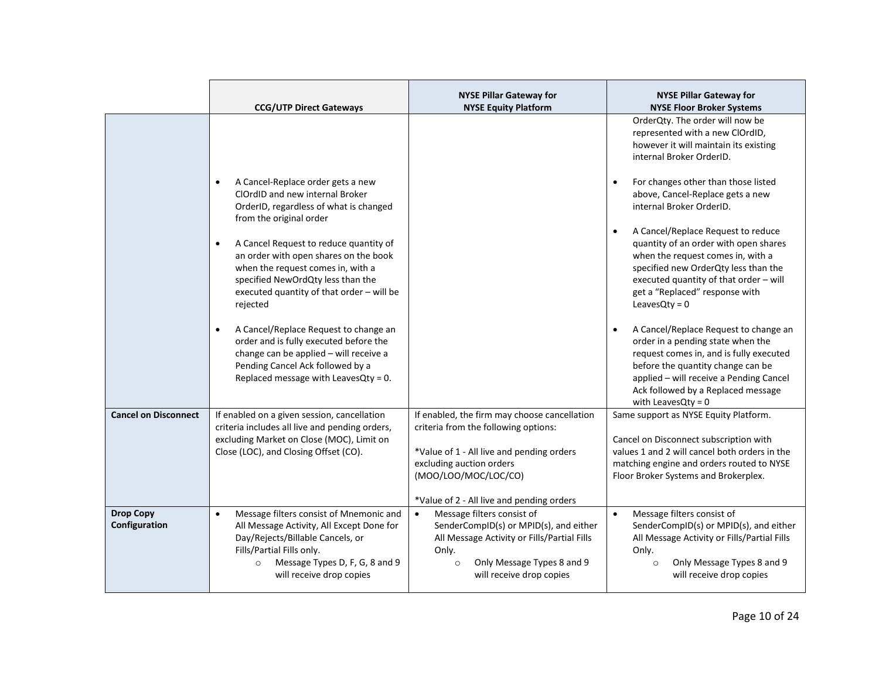| | CCG/UTP Direct Gateways | NYSE Pillar Gateway for NYSE Equity Platform | NYSE Pillar Gateway for NYSE Floor Broker Systems |
|---|---|---|---|
| | • A Cancel-Replace order gets a new ClOrdID and new internal Broker OrderID, regardless of what is changed from the original order<br><br>• A Cancel Request to reduce quantity of an order with open shares on the book when the request comes in, with a specified NewOrdQty less than the executed quantity of that order – will be rejected<br><br>• A Cancel/Replace Request to change an order and is fully executed before the change can be applied – will receive a Pending Cancel Ack followed by a Replaced message with LeavesQty = 0. | | OrderQty. The order will now be represented with a new ClOrdID, however it will maintain its existing internal Broker OrderID.<br><br>• For changes other than those listed above, Cancel-Replace gets a new internal Broker OrderID.<br><br>• A Cancel/Replace Request to reduce quantity of an order with open shares when the request comes in, with a specified new OrderQty less than the executed quantity of that order – will get a "Replaced" response with LeavesQty = 0<br><br>• A Cancel/Replace Request to change an order in a pending state when the request comes in, and is fully executed before the quantity change can be applied – will receive a Pending Cancel Ack followed by a Replaced message with LeavesQty = 0 |
| **Cancel on Disconnect** | If enabled on a given session, cancellation criteria includes all live and pending orders, excluding Market on Close (MOC), Limit on Close (LOC), and Closing Offset (CO). | If enabled, the firm may choose cancellation criteria from the following options:<br><br>*Value of 1 - All live and pending orders excluding auction orders (MOO/LOO/MOC/LOC/CO)<br><br>*Value of 2 - All live and pending orders | Same support as NYSE Equity Platform.<br><br>Cancel on Disconnect subscription with values 1 and 2 will cancel both orders in the matching engine and orders routed to NYSE Floor Broker Systems and Brokerplex. |
| **Drop Copy Configuration** | • Message filters consist of Mnemonic and All Message Activity, All Except Done for Day/Rejects/Billable Cancels, or Fills/Partial Fills only.<br>  ○ Message Types D, F, G, 8 and 9 will receive drop copies | • Message filters consist of SenderCompID(s) or MPID(s), and either All Message Activity or Fills/Partial Fills Only.<br>  ○ Only Message Types 8 and 9 will receive drop copies | • Message filters consist of SenderCompID(s) or MPID(s), and either All Message Activity or Fills/Partial Fills Only.<br>  ○ Only Message Types 8 and 9 will receive drop copies |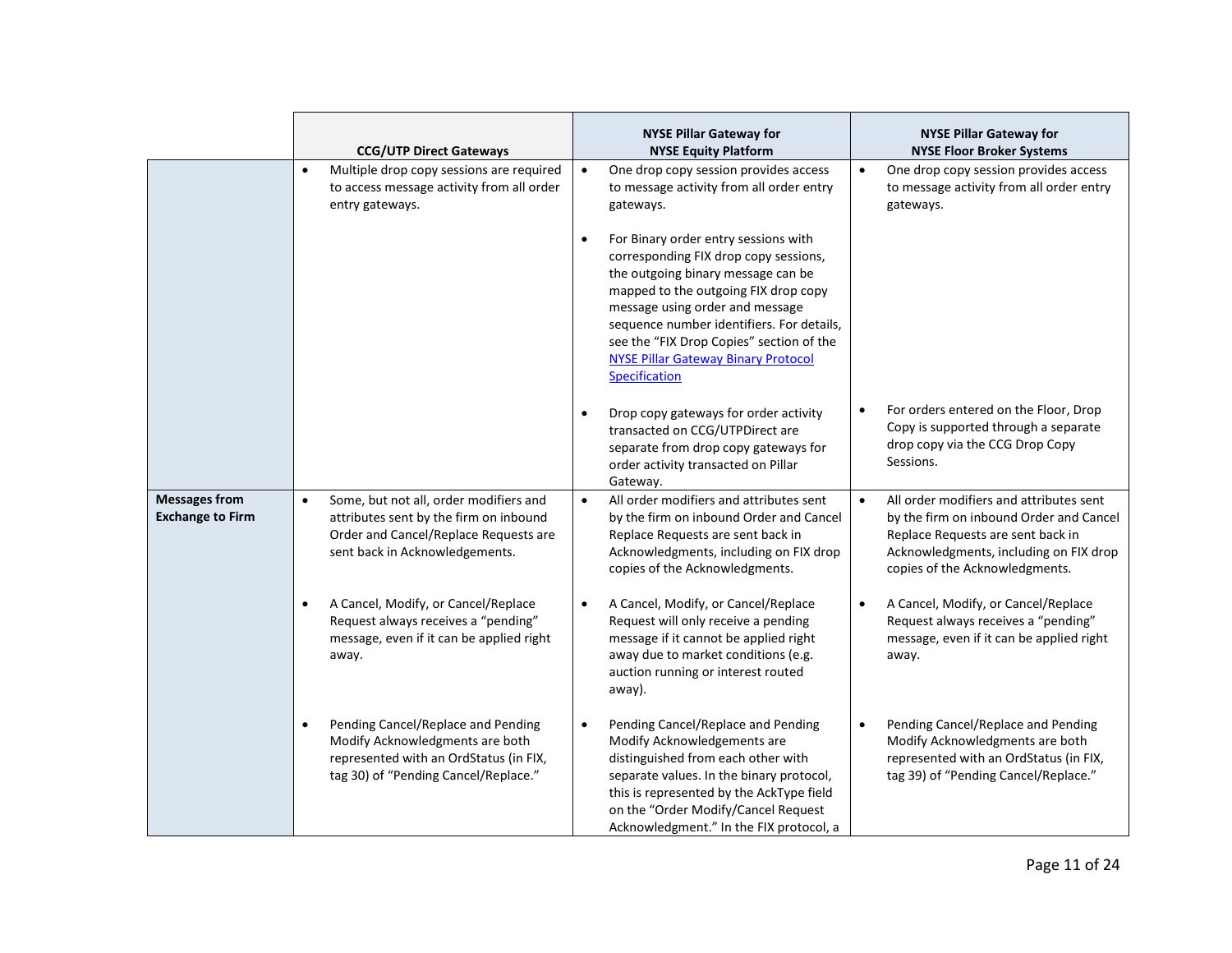| | CCG/UTP Direct Gateways | NYSE Pillar Gateway for NYSE Equity Platform | NYSE Pillar Gateway for NYSE Floor Broker Systems |
|---|---|---|---|
| | • Multiple drop copy sessions are required to access message activity from all order entry gateways. | • One drop copy session provides access to message activity from all order entry gateways.<br><br>• For Binary order entry sessions with corresponding FIX drop copy sessions, the outgoing binary message can be mapped to the outgoing FIX drop copy message using order and message sequence number identifiers. For details, see the "FIX Drop Copies" section of the [NYSE Pillar Gateway Binary Protocol Specification]()<br><br>• Drop copy gateways for order activity transacted on CCG/UTPDirect are separate from drop copy gateways for order activity transacted on Pillar Gateway. | • One drop copy session provides access to message activity from all order entry gateways.<br><br>• For orders entered on the Floor, Drop Copy is supported through a separate drop copy via the CCG Drop Copy Sessions. |
| **Messages from Exchange to Firm** | • Some, but not all, order modifiers and attributes sent by the firm on inbound Order and Cancel/Replace Requests are sent back in Acknowledgments.<br><br>• A Cancel, Modify, or Cancel/Replace Request always receives a "pending" message, even if it can be applied right away.<br><br>• Pending Cancel/Replace and Pending Modify Acknowledgments are both represented with an OrdStatus (in FIX, tag 30) of "Pending Cancel/Replace." | • All order modifiers and attributes sent by the firm on inbound Order and Cancel Replace Requests are sent back in Acknowledgments, including on FIX drop copies of the Acknowledgments.<br><br>• A Cancel, Modify, or Cancel/Replace Request will only receive a pending message if it cannot be applied right away due to market conditions (e.g. auction running or interest routed away).<br><br>• Pending Cancel/Replace and Pending Modify Acknowledgments are distinguished from each other with separate values. In the binary protocol, this is represented by the AckType field on the "Order Modify/Cancel Request Acknowledgment." In the FIX protocol, a | • All order modifiers and attributes sent by the firm on inbound Order and Cancel Replace Requests are sent back in Acknowledgments, including on FIX drop copies of the Acknowledgments.<br><br>• A Cancel, Modify, or Cancel/Replace Request always receives a "pending" message, even if it can be applied right away.<br><br>• Pending Cancel/Replace and Pending Modify Acknowledgments are both represented with an OrdStatus (in FIX, tag 39) of "Pending Cancel/Replace." |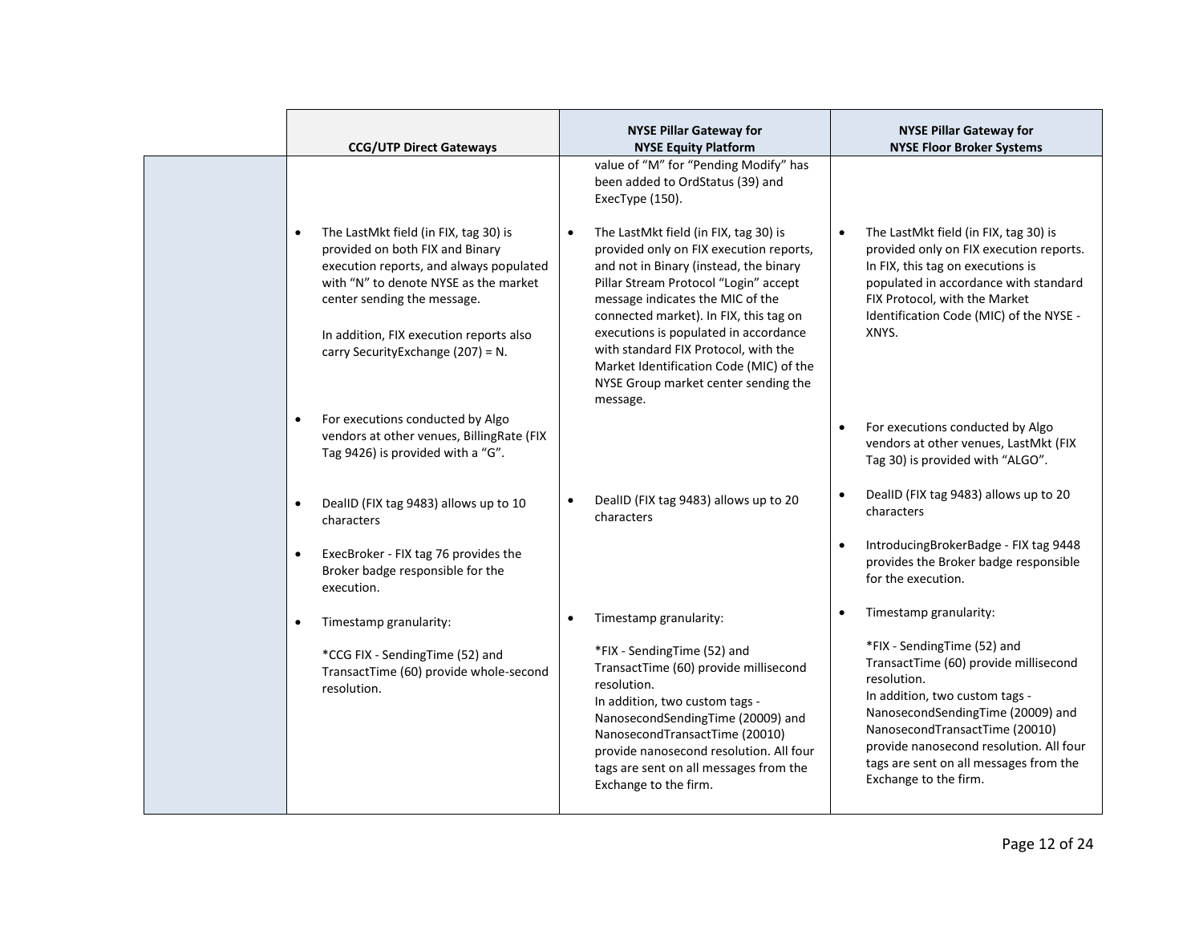| | CCG/UTP Direct Gateways | NYSE Pillar Gateway for NYSE Equity Platform | NYSE Pillar Gateway for NYSE Floor Broker Systems |
|---|---|---|---|
| | | value of "M" for "Pending Modify" has been added to OrdStatus (39) and ExecType (150). | |
| | • The LastMkt field (in FIX, tag 30) is provided on both FIX and Binary execution reports, and always populated with "N" to denote NYSE as the market center sending the message.<br><br>In addition, FIX execution reports also carry SecurityExchange (207) = N. | • The LastMkt field (in FIX, tag 30) is provided only on FIX execution reports, and not in Binary (instead, the binary Pillar Stream Protocol "Login" accept message indicates the MIC of the connected market). In FIX, this tag on executions is populated in accordance with standard FIX Protocol, with the Market Identification Code (MIC) of the NYSE Group market center sending the message. | • The LastMkt field (in FIX, tag 30) is provided only on FIX execution reports. In FIX, this tag on executions is populated in accordance with standard FIX Protocol, with the Market Identification Code (MIC) of the NYSE - XNYS. |
| | • For executions conducted by Algo vendors at other venues, BillingRate (FIX Tag 9426) is provided with a "G". | | • For executions conducted by Algo vendors at other venues, LastMkt (FIX Tag 30) is provided with "ALGO". |
| | • DealID (FIX tag 9483) allows up to 10 characters | • DealID (FIX tag 9483) allows up to 20 characters | • DealID (FIX tag 9483) allows up to 20 characters |
| | • ExecBroker - FIX tag 76 provides the Broker badge responsible for the execution. | | • IntroducingBrokerBadge - FIX tag 9448 provides the Broker badge responsible for the execution. |
| | • Timestamp granularity:<br><br>*CCG FIX - SendingTime (52) and TransactTime (60) provide whole-second resolution. | • Timestamp granularity:<br><br>*FIX - SendingTime (52) and TransactTime (60) provide millisecond resolution.<br>In addition, two custom tags - NanosecondSendingTime (20009) and NanosecondTransactTime (20010) provide nanosecond resolution. All four tags are sent on all messages from the Exchange to the firm. | • Timestamp granularity:<br><br>*FIX - SendingTime (52) and TransactTime (60) provide millisecond resolution.<br>In addition, two custom tags - NanosecondSendingTime (20009) and NanosecondTransactTime (20010) provide nanosecond resolution. All four tags are sent on all messages from the Exchange to the firm. |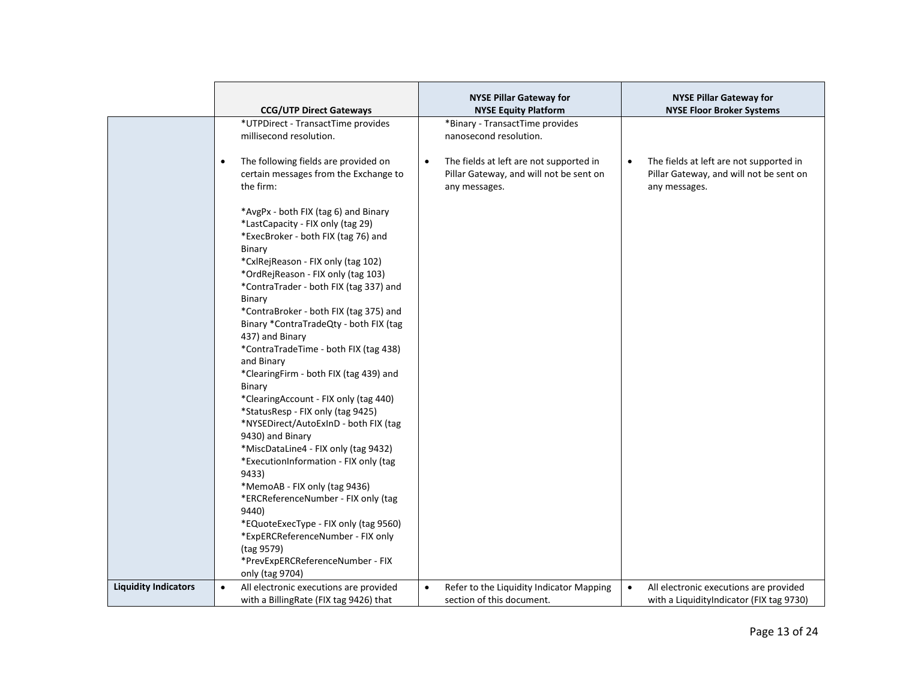| | CCG/UTP Direct Gateways | NYSE Pillar Gateway for NYSE Equity Platform | NYSE Pillar Gateway for NYSE Floor Broker Systems |
|---|---|---|---|
| | *UTPDirect - TransactTime provides millisecond resolution.<br><br>• The following fields are provided on certain messages from the Exchange to the firm:<br><br>*AvgPx - both FIX (tag 6) and Binary<br>*LastCapacity - FIX only (tag 29)<br>*ExecBroker - both FIX (tag 76) and Binary<br>*CxlRejReason - FIX only (tag 102)<br>*OrdRejReason - FIX only (tag 103)<br>*ContraTrader - both FIX (tag 337) and Binary<br>*ContraBroker - both FIX (tag 375) and Binary *ContraTradeQty - both FIX (tag 437) and Binary<br>*ContraTradeTime - both FIX (tag 438) and Binary<br>*ClearingFirm - both FIX (tag 439) and Binary<br>*ClearingAccount - FIX only (tag 440)<br>*StatusResp - FIX only (tag 9425)<br>*NYSEDirect/AutoExInD - both FIX (tag 9430) and Binary<br>*MiscDataLine4 - FIX only (tag 9432)<br>*ExecutionInformation - FIX only (tag 9433)<br>*MemoAB - FIX only (tag 9436)<br>*ERCReferenceNumber - FIX only (tag 9440)<br>*EQuoteExecType - FIX only (tag 9560)<br>*ExpERCReferenceNumber - FIX only (tag 9579)<br>*PrevExpERCReferenceNumber - FIX only (tag 9704) | *Binary - TransactTime provides nanosecond resolution.<br><br>• The fields at left are not supported in Pillar Gateway, and will not be sent on any messages. | • The fields at left are not supported in Pillar Gateway, and will not be sent on any messages. |
| **Liquidity Indicators** | • All electronic executions are provided with a BillingRate (FIX tag 9426) that | • Refer to the Liquidity Indicator Mapping section of this document. | • All electronic executions are provided with a LiquidityIndicator (FIX tag 9730) |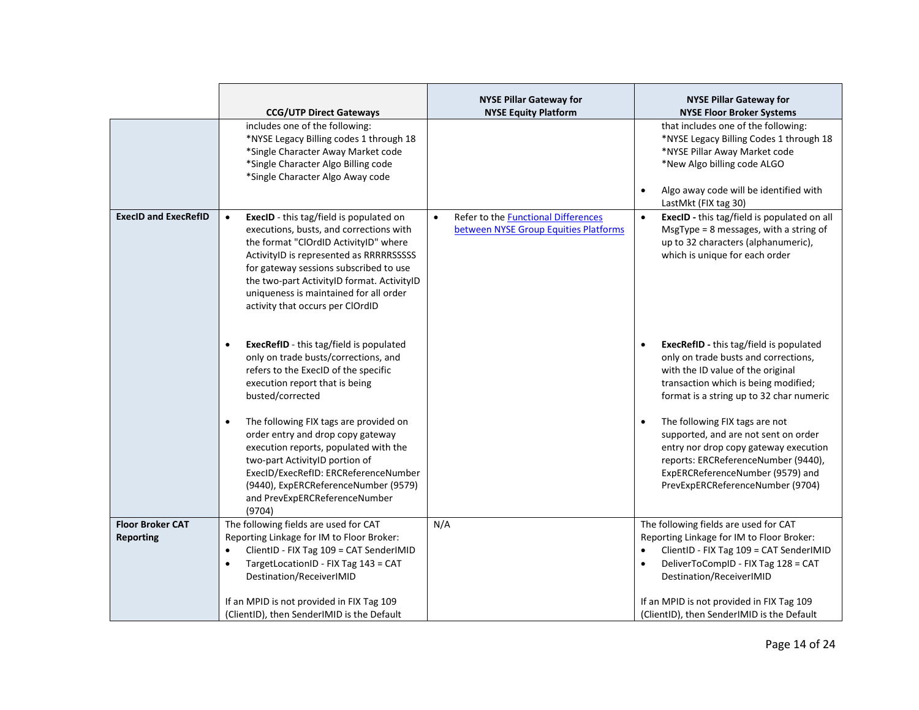| | CCG/UTP Direct Gateways | NYSE Pillar Gateway for NYSE Equity Platform | NYSE Pillar Gateway for NYSE Floor Broker Systems |
|---|---|---|---|
| | includes one of the following:<br>*NYSE Legacy Billing codes 1 through 18<br>*Single Character Away Market code<br>*Single Character Algo Billing code<br>*Single Character Algo Away code | | that includes one of the following:<br>*NYSE Legacy Billing Codes 1 through 18<br>*NYSE Pillar Away Market code<br>*New Algo billing code ALGO<br><br>• Algo away code will be identified with LastMkt (FIX tag 30) |
| **ExecID and ExecRefID** | • **ExecID** - this tag/field is populated on executions, busts, and corrections with the format "ClOrdID ActivityID" where ActivityID is represented as RRRRRSSSSS for gateway sessions subscribed to use the two-part ActivityID format. ActivityID uniqueness is maintained for all order activity that occurs per ClOrdID<br><br>• **ExecRefID** - this tag/field is populated only on trade busts/corrections, and refers to the ExecID of the specific execution report that is being busted/corrected<br><br>• The following FIX tags are provided on order entry and drop copy gateway execution reports, populated with the two-part ActivityID portion of ExecID/ExecRefID: ERCReferenceNumber (9440), ExpERCReferenceNumber (9579) and PrevExpERCReferenceNumber (9704) | • Refer to the [Functional Differences between NYSE Group Equities Platforms]() | • **ExecID -** this tag/field is populated on all MsgType = 8 messages, with a string of up to 32 characters (alphanumeric), which is unique for each order<br><br>• **ExecRefID -** this tag/field is populated only on trade busts and corrections, with the ID value of the original transaction which is being modified; format is a string up to 32 char numeric<br><br>• The following FIX tags are not supported, and are not sent on order entry nor drop copy gateway execution reports: ERCReferenceNumber (9440), ExpERCReferenceNumber (9579) and PrevExpERCReferenceNumber (9704) |
| **Floor Broker CAT Reporting** | The following fields are used for CAT Reporting Linkage for IM to Floor Broker:<br>• ClientID - FIX Tag 109 = CAT SenderIMID<br>• TargetLocationID - FIX Tag 143 = CAT Destination/ReceiverIMID<br><br>If an MPID is not provided in FIX Tag 109 (ClientID), then SenderIMID is the Default | N/A | The following fields are used for CAT Reporting Linkage for IM to Floor Broker:<br>• ClientID - FIX Tag 109 = CAT SenderIMID<br>• DeliverToCompID - FIX Tag 128 = CAT Destination/ReceiverIMID<br><br>If an MPID is not provided in FIX Tag 109 (ClientID), then SenderIMID is the Default |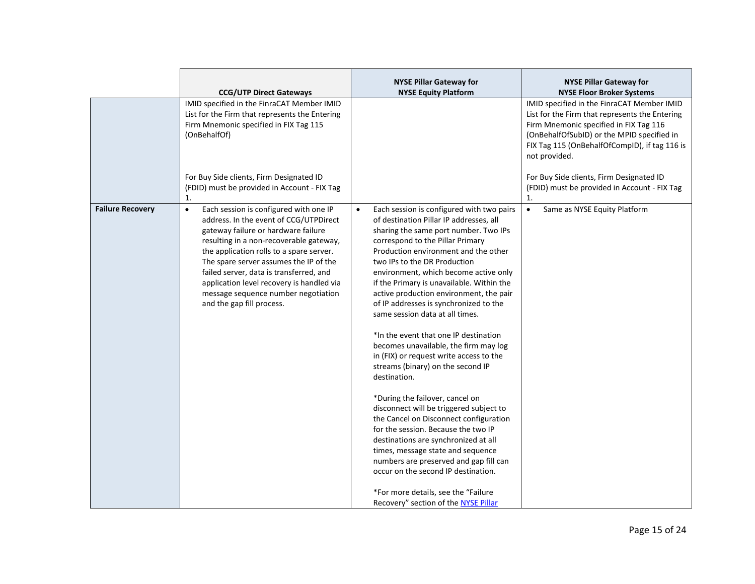| | CCG/UTP Direct Gateways | NYSE Pillar Gateway for NYSE Equity Platform | NYSE Pillar Gateway for NYSE Floor Broker Systems |
|---|---|---|---|
| | IMID specified in the FinraCAT Member IMID List for the Firm that represents the Entering Firm Mnemonic specified in FIX Tag 115 (OnBehalfOf)<br><br>For Buy Side clients, Firm Designated ID (FDID) must be provided in Account - FIX Tag 1. | | IMID specified in the FinraCAT Member IMID List for the Firm that represents the Entering Firm Mnemonic specified in FIX Tag 116 (OnBehalfOfSubID) or the MPID specified in FIX Tag 115 (OnBehalfOfCompID), if tag 116 is not provided.<br><br>For Buy Side clients, Firm Designated ID (FDID) must be provided in Account - FIX Tag 1. |
| **Failure Recovery** | • Each session is configured with one IP address. In the event of CCG/UTPDirect gateway failure or hardware failure resulting in a non-recoverable gateway, the application rolls to a spare server. The spare server assumes the IP of the failed server, data is transferred, and application level recovery is handled via message sequence number negotiation and the gap fill process. | • Each session is configured with two pairs of destination Pillar IP addresses, all sharing the same port number. Two IPs correspond to the Pillar Primary Production environment and the other two IPs to the DR Production environment, which become active only if the Primary is unavailable. Within the active production environment, the pair of IP addresses is synchronized to the same session data at all times.<br><br>*In the event that one IP destination becomes unavailable, the firm may log in (FIX) or request write access to the streams (binary) on the second IP destination.<br><br>*During the failover, cancel on disconnect will be triggered subject to the Cancel on Disconnect configuration for the session. Because the two IP destinations are synchronized at all times, message state and sequence numbers are preserved and gap fill can occur on the second IP destination.<br><br>*For more details, see the "Failure Recovery" section of the NYSE Pillar | • Same as NYSE Equity Platform |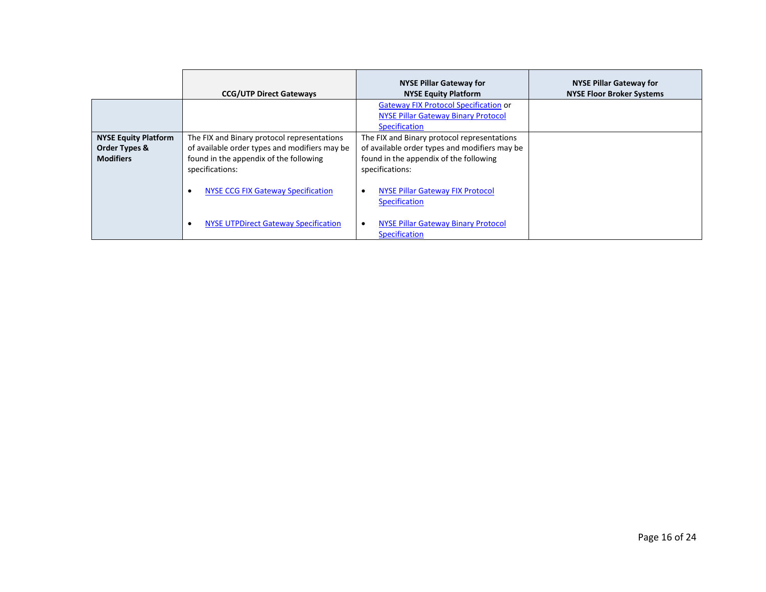| | CCG/UTP Direct Gateways | NYSE Pillar Gateway for NYSE Equity Platform | NYSE Pillar Gateway for NYSE Floor Broker Systems |
|---|---|---|---|
| | | Gateway FIX Protocol Specification or NYSE Pillar Gateway Binary Protocol Specification | |
| **NYSE Equity Platform Order Types & Modifiers** | The FIX and Binary protocol representations of available order types and modifiers may be found in the appendix of the following specifications:<br><br>• NYSE CCG FIX Gateway Specification<br><br>• NYSE UTPDirect Gateway Specification | The FIX and Binary protocol representations of available order types and modifiers may be found in the appendix of the following specifications:<br><br>• NYSE Pillar Gateway FIX Protocol Specification<br><br>• NYSE Pillar Gateway Binary Protocol Specification | |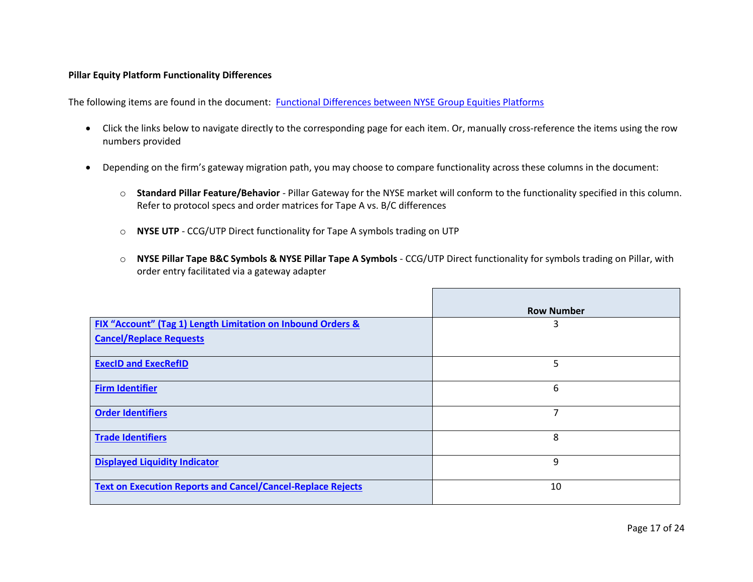**Pillar Equity Platform Functionality Differences**

The following items are found in the document: [Functional Differences between NYSE Group Equities Platforms]()

- Click the links below to navigate directly to the corresponding page for each item. Or, manually cross-reference the items using the row numbers provided
- Depending on the firm's gateway migration path, you may choose to compare functionality across these columns in the document:
  - **Standard Pillar Feature/Behavior** - Pillar Gateway for the NYSE market will conform to the functionality specified in this column. Refer to protocol specs and order matrices for Tape A vs. B/C differences
  - **NYSE UTP** - CCG/UTP Direct functionality for Tape A symbols trading on UTP
  - **NYSE Pillar Tape B&C Symbols & NYSE Pillar Tape A Symbols** - CCG/UTP Direct functionality for symbols trading on Pillar, with order entry facilitated via a gateway adapter

| | Row Number |
|---|---|
| **FIX "Account" (Tag 1) Length Limitation on Inbound Orders & Cancel/Replace Requests** | 3 |
| **ExecID and ExecRefID** | 5 |
| **Firm Identifier** | 6 |
| **Order Identifiers** | 7 |
| **Trade Identifiers** | 8 |
| **Displayed Liquidity Indicator** | 9 |
| **Text on Execution Reports and Cancel/Cancel-Replace Rejects** | 10 |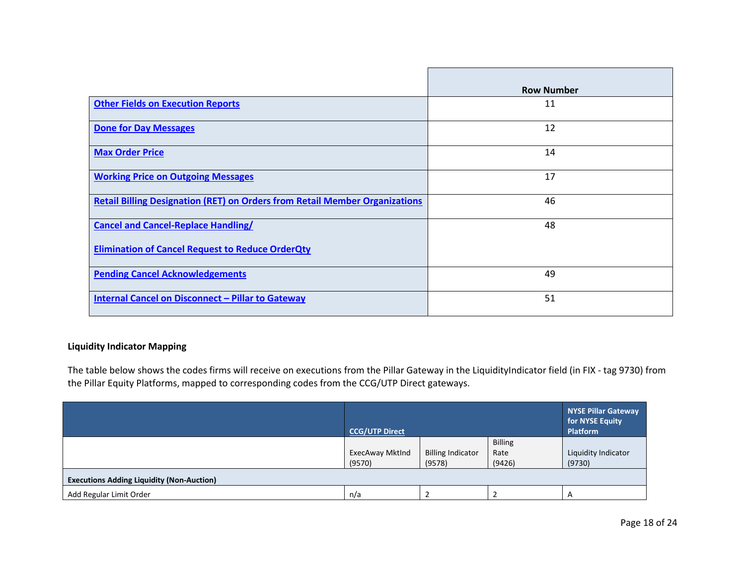| | Row Number |
|---|---|
| **Other Fields on Execution Reports** | 11 |
| **Done for Day Messages** | 12 |
| **Max Order Price** | 14 |
| **Working Price on Outgoing Messages** | 17 |
| **Retail Billing Designation (RET) on Orders from Retail Member Organizations** | 46 |
| **Cancel and Cancel-Replace Handling/ Elimination of Cancel Request to Reduce OrderQty** | 48 |
| **Pending Cancel Acknowledgements** | 49 |
| **Internal Cancel on Disconnect – Pillar to Gateway** | 51 |

**Liquidity Indicator Mapping**

The table below shows the codes firms will receive on executions from the Pillar Gateway in the LiquidityIndicator field (in FIX - tag 9730) from the Pillar Equity Platforms, mapped to corresponding codes from the CCG/UTP Direct gateways.

| | **CCG/UTP Direct** | | | **NYSE Pillar Gateway for NYSE Equity Platform** |
|---|---|---|---|---|
| | ExecAway MktInd (9570) | Billing Indicator (9578) | Billing Rate (9426) | Liquidity Indicator (9730) |
| **Executions Adding Liquidity (Non-Auction)** | | | | |
| Add Regular Limit Order | n/a | 2 | 2 | A |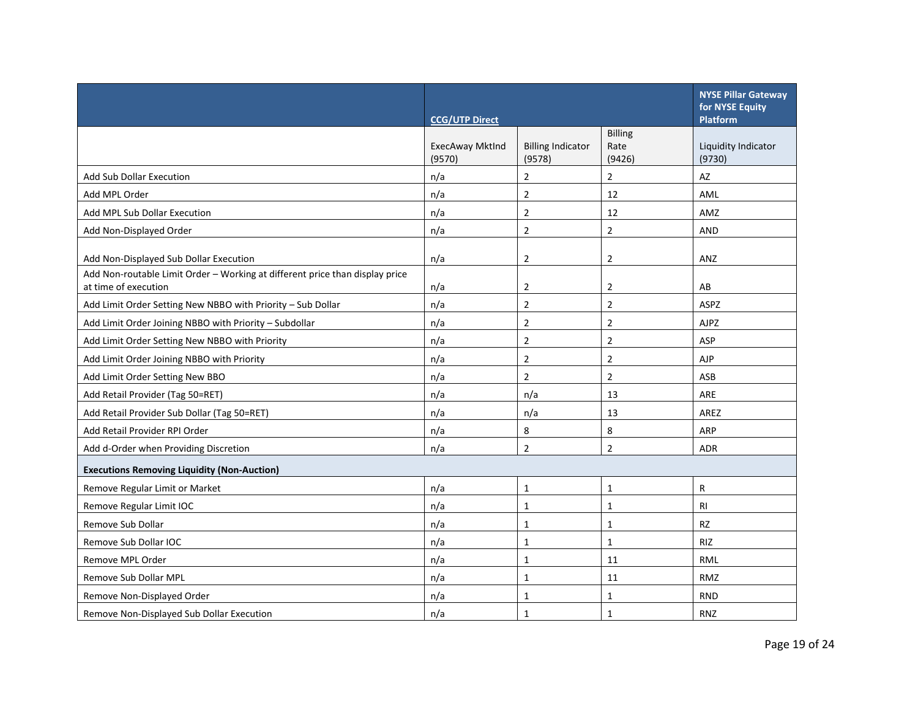| | CCG/UTP Direct | | | NYSE Pillar Gateway for NYSE Equity Platform |
|---|---|---|---|---|
| | ExecAway MktInd (9570) | Billing Indicator (9578) | Billing Rate (9426) | Liquidity Indicator (9730) |
| Add Sub Dollar Execution | n/a | 2 | 2 | AZ |
| Add MPL Order | n/a | 2 | 12 | AML |
| Add MPL Sub Dollar Execution | n/a | 2 | 12 | AMZ |
| Add Non-Displayed Order | n/a | 2 | 2 | AND |
| Add Non-Displayed Sub Dollar Execution | n/a | 2 | 2 | ANZ |
| Add Non-routable Limit Order – Working at different price than display price at time of execution | n/a | 2 | 2 | AB |
| Add Limit Order Setting New NBBO with Priority – Sub Dollar | n/a | 2 | 2 | ASPZ |
| Add Limit Order Joining NBBO with Priority – Subdollar | n/a | 2 | 2 | AJPZ |
| Add Limit Order Setting New NBBO with Priority | n/a | 2 | 2 | ASP |
| Add Limit Order Joining NBBO with Priority | n/a | 2 | 2 | AJP |
| Add Limit Order Setting New BBO | n/a | 2 | 2 | ASB |
| Add Retail Provider (Tag 50=RET) | n/a | n/a | 13 | ARE |
| Add Retail Provider Sub Dollar (Tag 50=RET) | n/a | n/a | 13 | AREZ |
| Add Retail Provider RPI Order | n/a | 8 | 8 | ARP |
| Add d-Order when Providing Discretion | n/a | 2 | 2 | ADR |
| **Executions Removing Liquidity (Non-Auction)** | | | | |
| Remove Regular Limit or Market | n/a | 1 | 1 | R |
| Remove Regular Limit IOC | n/a | 1 | 1 | RI |
| Remove Sub Dollar | n/a | 1 | 1 | RZ |
| Remove Sub Dollar IOC | n/a | 1 | 1 | RIZ |
| Remove MPL Order | n/a | 1 | 11 | RML |
| Remove Sub Dollar MPL | n/a | 1 | 11 | RMZ |
| Remove Non-Displayed Order | n/a | 1 | 1 | RND |
| Remove Non-Displayed Sub Dollar Execution | n/a | 1 | 1 | RNZ |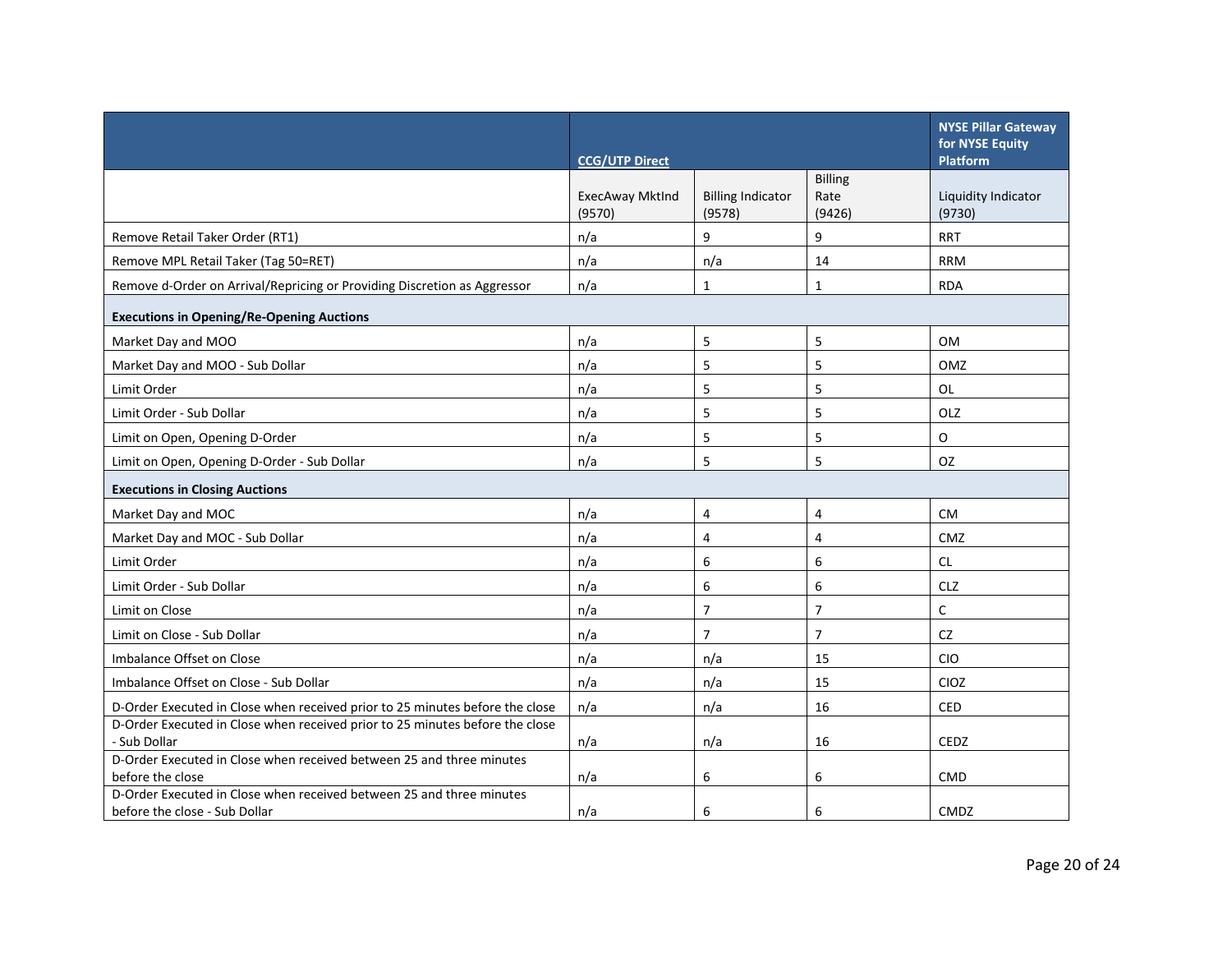| | CCG/UTP Direct | | | NYSE Pillar Gateway for NYSE Equity Platform |
|---|---|---|---|---|
| | ExecAway MktInd (9570) | Billing Indicator (9578) | Billing Rate (9426) | Liquidity Indicator (9730) |
| Remove Retail Taker Order (RT1) | n/a | 9 | 9 | RRT |
| Remove MPL Retail Taker (Tag 50=RET) | n/a | n/a | 14 | RRM |
| Remove d-Order on Arrival/Repricing or Providing Discretion as Aggressor | n/a | 1 | 1 | RDA |
| **Executions in Opening/Re-Opening Auctions** | | | | |
| Market Day and MOO | n/a | 5 | 5 | OM |
| Market Day and MOO - Sub Dollar | n/a | 5 | 5 | OMZ |
| Limit Order | n/a | 5 | 5 | OL |
| Limit Order - Sub Dollar | n/a | 5 | 5 | OLZ |
| Limit on Open, Opening D-Order | n/a | 5 | 5 | O |
| Limit on Open, Opening D-Order - Sub Dollar | n/a | 5 | 5 | OZ |
| **Executions in Closing Auctions** | | | | |
| Market Day and MOC | n/a | 4 | 4 | CM |
| Market Day and MOC - Sub Dollar | n/a | 4 | 4 | CMZ |
| Limit Order | n/a | 6 | 6 | CL |
| Limit Order - Sub Dollar | n/a | 6 | 6 | CLZ |
| Limit on Close | n/a | 7 | 7 | C |
| Limit on Close - Sub Dollar | n/a | 7 | 7 | CZ |
| Imbalance Offset on Close | n/a | n/a | 15 | CIO |
| Imbalance Offset on Close - Sub Dollar | n/a | n/a | 15 | CIOZ |
| D-Order Executed in Close when received prior to 25 minutes before the close | n/a | n/a | 16 | CED |
| D-Order Executed in Close when received prior to 25 minutes before the close - Sub Dollar | n/a | n/a | 16 | CEDZ |
| D-Order Executed in Close when received between 25 and three minutes before the close | n/a | 6 | 6 | CMD |
| D-Order Executed in Close when received between 25 and three minutes before the close - Sub Dollar | n/a | 6 | 6 | CMDZ |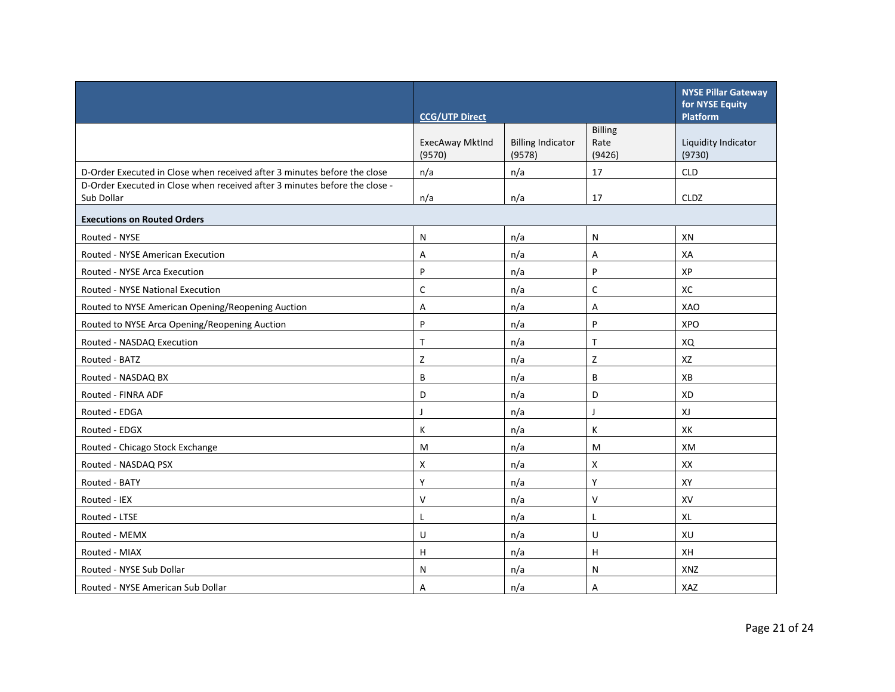| | CCG/UTP Direct | | | NYSE Pillar Gateway for NYSE Equity Platform |
|---|---|---|---|---|
| | ExecAway MktInd (9570) | Billing Indicator (9578) | Billing Rate (9426) | Liquidity Indicator (9730) |
| D-Order Executed in Close when received after 3 minutes before the close | n/a | n/a | 17 | CLD |
| D-Order Executed in Close when received after 3 minutes before the close - Sub Dollar | n/a | n/a | 17 | CLDZ |
| **Executions on Routed Orders** | | | | |
| Routed - NYSE | N | n/a | N | XN |
| Routed - NYSE American Execution | A | n/a | A | XA |
| Routed - NYSE Arca Execution | P | n/a | P | XP |
| Routed - NYSE National Execution | C | n/a | C | XC |
| Routed to NYSE American Opening/Reopening Auction | A | n/a | A | XAO |
| Routed to NYSE Arca Opening/Reopening Auction | P | n/a | P | XPO |
| Routed - NASDAQ Execution | T | n/a | T | XQ |
| Routed - BATZ | Z | n/a | Z | XZ |
| Routed - NASDAQ BX | B | n/a | B | XB |
| Routed - FINRA ADF | D | n/a | D | XD |
| Routed - EDGA | J | n/a | J | XJ |
| Routed - EDGX | K | n/a | K | XK |
| Routed - Chicago Stock Exchange | M | n/a | M | XM |
| Routed - NASDAQ PSX | X | n/a | X | XX |
| Routed - BATY | Y | n/a | Y | XY |
| Routed - IEX | V | n/a | V | XV |
| Routed - LTSE | L | n/a | L | XL |
| Routed - MEMX | U | n/a | U | XU |
| Routed - MIAX | H | n/a | H | XH |
| Routed - NYSE Sub Dollar | N | n/a | N | XNZ |
| Routed - NYSE American Sub Dollar | A | n/a | A | XAZ |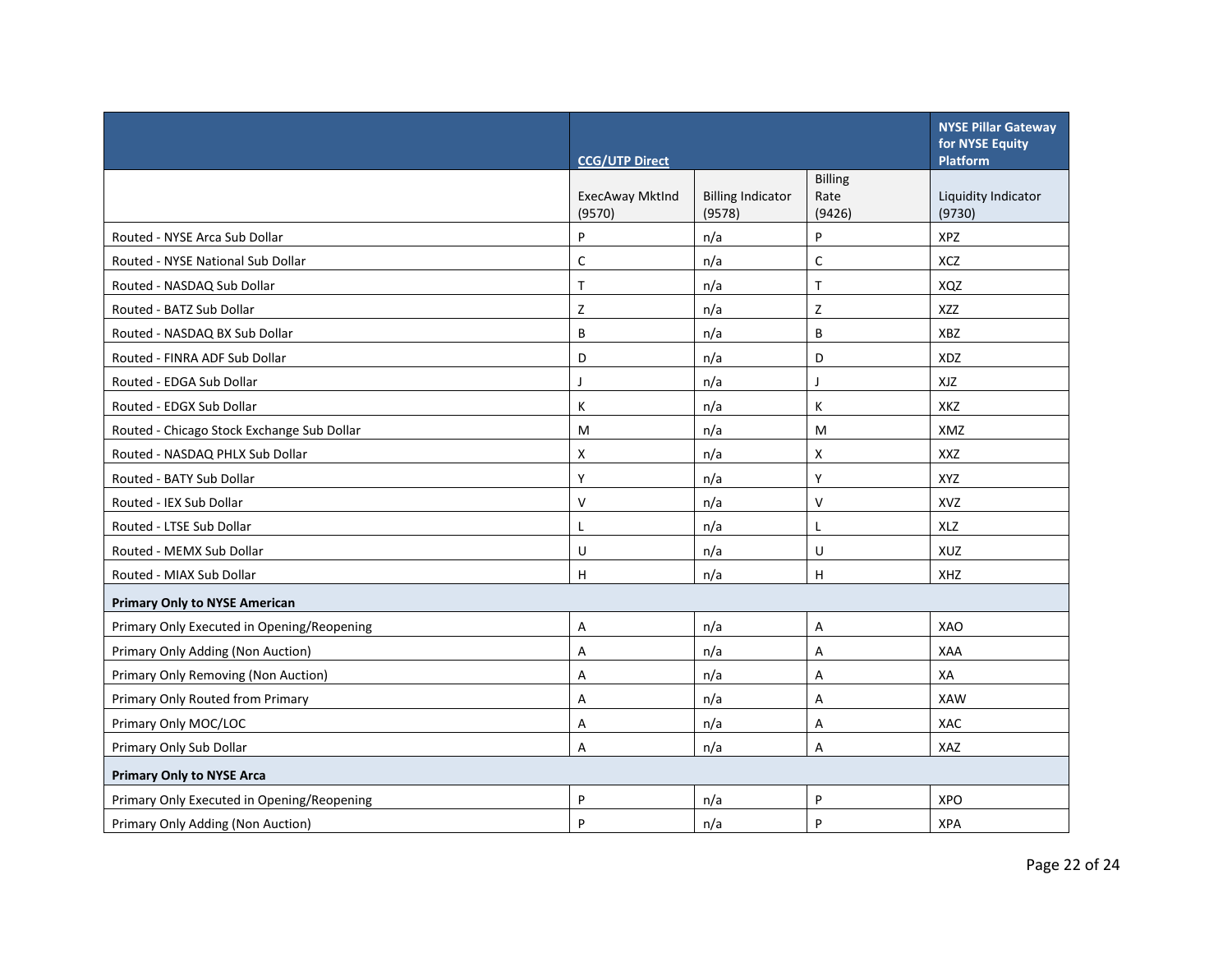| | CCG/UTP Direct | | | NYSE Pillar Gateway for NYSE Equity Platform |
|---|---|---|---|---|
| | ExecAway MktInd (9570) | Billing Indicator (9578) | Billing Rate (9426) | Liquidity Indicator (9730) |
| Routed - NYSE Arca Sub Dollar | P | n/a | P | XPZ |
| Routed - NYSE National Sub Dollar | C | n/a | C | XCZ |
| Routed - NASDAQ Sub Dollar | T | n/a | T | XQZ |
| Routed - BATZ Sub Dollar | Z | n/a | Z | XZZ |
| Routed - NASDAQ BX Sub Dollar | B | n/a | B | XBZ |
| Routed - FINRA ADF Sub Dollar | D | n/a | D | XDZ |
| Routed - EDGA Sub Dollar | J | n/a | J | XJZ |
| Routed - EDGX Sub Dollar | K | n/a | K | XKZ |
| Routed - Chicago Stock Exchange Sub Dollar | M | n/a | M | XMZ |
| Routed - NASDAQ PHLX Sub Dollar | X | n/a | X | XXZ |
| Routed - BATY Sub Dollar | Y | n/a | Y | XYZ |
| Routed - IEX Sub Dollar | V | n/a | V | XVZ |
| Routed - LTSE Sub Dollar | L | n/a | L | XLZ |
| Routed - MEMX Sub Dollar | U | n/a | U | XUZ |
| Routed - MIAX Sub Dollar | H | n/a | H | XHZ |
| **Primary Only to NYSE American** | | | | |
| Primary Only Executed in Opening/Reopening | A | n/a | A | XAO |
| Primary Only Adding (Non Auction) | A | n/a | A | XAA |
| Primary Only Removing (Non Auction) | A | n/a | A | XA |
| Primary Only Routed from Primary | A | n/a | A | XAW |
| Primary Only MOC/LOC | A | n/a | A | XAC |
| Primary Only Sub Dollar | A | n/a | A | XAZ |
| **Primary Only to NYSE Arca** | | | | |
| Primary Only Executed in Opening/Reopening | P | n/a | P | XPO |
| Primary Only Adding (Non Auction) | P | n/a | P | XPA |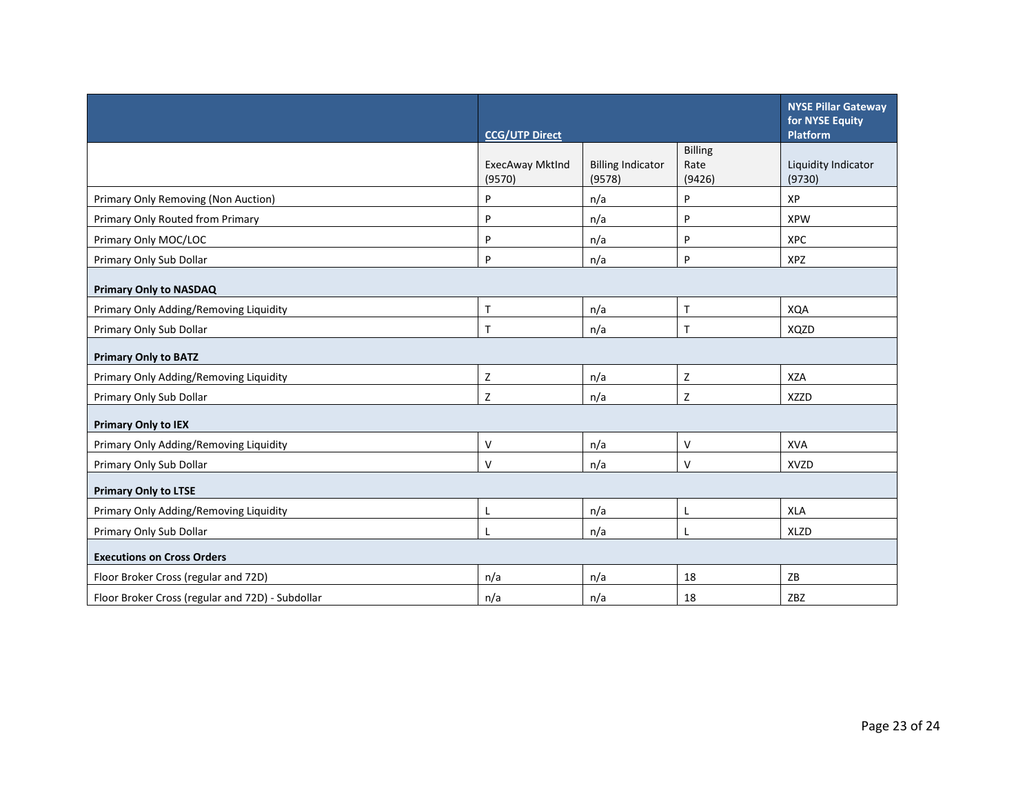| | CCG/UTP Direct | | | NYSE Pillar Gateway for NYSE Equity Platform |
|---|---|---|---|---|
| | ExecAway MktInd (9570) | Billing Indicator (9578) | Billing Rate (9426) | Liquidity Indicator (9730) |
| Primary Only Removing (Non Auction) | P | n/a | P | XP |
| Primary Only Routed from Primary | P | n/a | P | XPW |
| Primary Only MOC/LOC | P | n/a | P | XPC |
| Primary Only Sub Dollar | P | n/a | P | XPZ |
| **Primary Only to NASDAQ** | | | | |
| Primary Only Adding/Removing Liquidity | T | n/a | T | XQA |
| Primary Only Sub Dollar | T | n/a | T | XQZD |
| **Primary Only to BATZ** | | | | |
| Primary Only Adding/Removing Liquidity | Z | n/a | Z | XZA |
| Primary Only Sub Dollar | Z | n/a | Z | XZZD |
| **Primary Only to IEX** | | | | |
| Primary Only Adding/Removing Liquidity | V | n/a | V | XVA |
| Primary Only Sub Dollar | V | n/a | V | XVZD |
| **Primary Only to LTSE** | | | | |
| Primary Only Adding/Removing Liquidity | L | n/a | L | XLA |
| Primary Only Sub Dollar | L | n/a | L | XLZD |
| **Executions on Cross Orders** | | | | |
| Floor Broker Cross (regular and 72D) | n/a | n/a | 18 | ZB |
| Floor Broker Cross (regular and 72D) - Subdollar | n/a | n/a | 18 | ZBZ |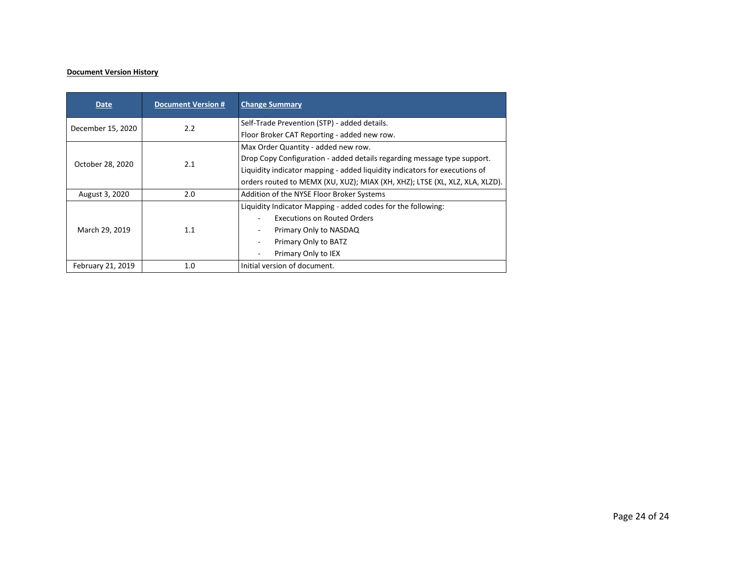**Document Version History**

| Date | Document Version # | Change Summary |
|---|---|---|
| December 15, 2020 | 2.2 | Self-Trade Prevention (STP) - added details.<br>Floor Broker CAT Reporting - added new row. |
| October 28, 2020 | 2.1 | Max Order Quantity - added new row.<br>Drop Copy Configuration - added details regarding message type support.<br>Liquidity indicator mapping - added liquidity indicators for executions of orders routed to MEMX (XU, XUZ); MIAX (XH, XHZ); LTSE (XL, XLZ, XLA, XLZD). |
| August 3, 2020 | 2.0 | Addition of the NYSE Floor Broker Systems |
| March 29, 2019 | 1.1 | Liquidity Indicator Mapping - added codes for the following:<br>- Executions on Routed Orders<br>- Primary Only to NASDAQ<br>- Primary Only to BATZ<br>- Primary Only to IEX |
| February 21, 2019 | 1.0 | Initial version of document. |